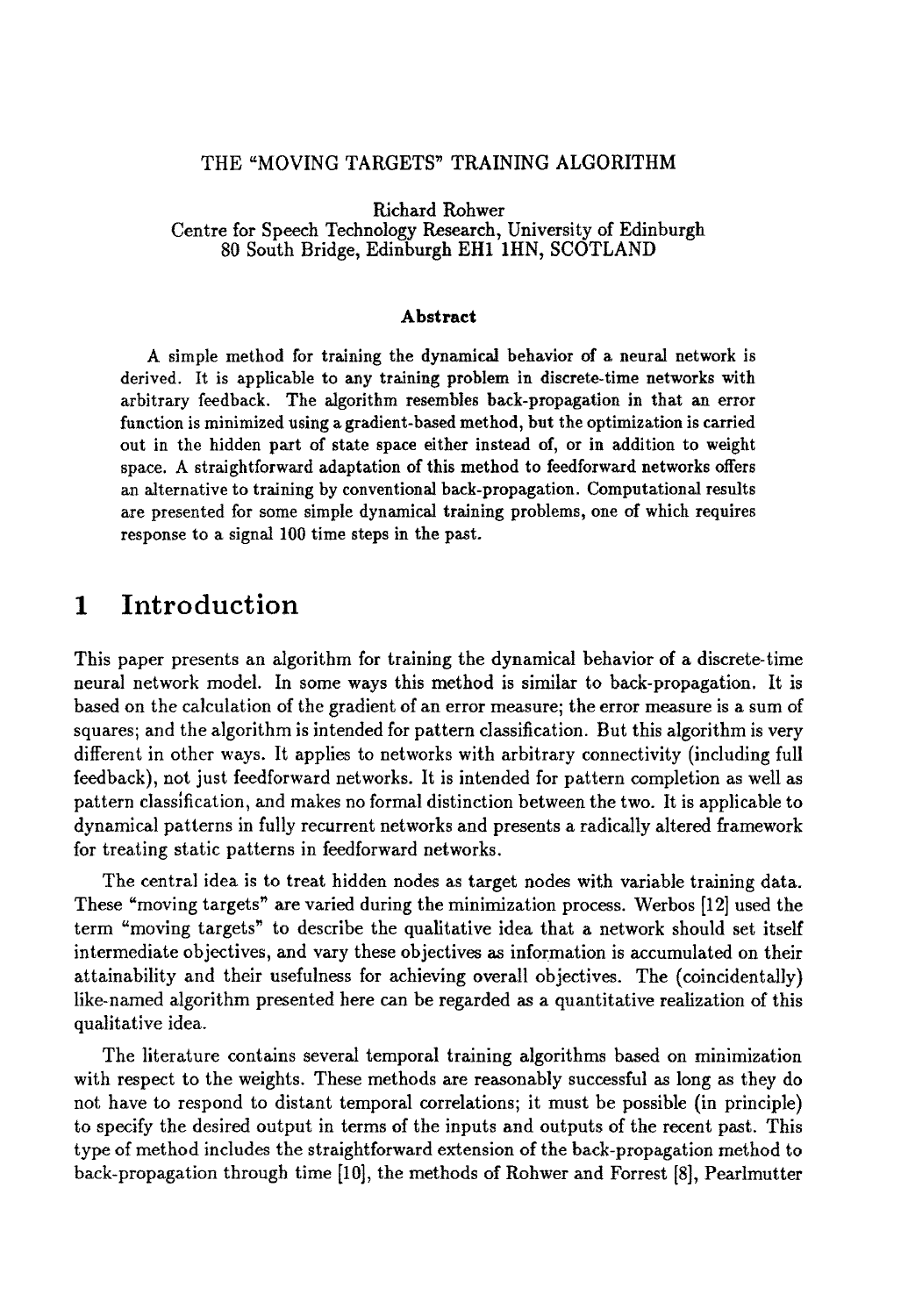# THE "MOVING TARGETS" TRAINING ALGORITHM

Richard Rohwer
Centre for Speech Technology Research, University of Edinburgh
80 South Bridge, Edinburgh EH1 1HN, SCOTLAND

### Abstract

A simple method for training the dynamical behavior of a neural network is derived. It is applicable to any training problem in discrete-time networks with arbitrary feedback. The algorithm resembles back-propagation in that an error function is minimized using a gradient-based method, but the optimization is carried out in the hidden part of state space either instead of, or in addition to weight space. A straightforward adaptation of this method to feedforward networks offers an alternative to training by conventional back-propagation. Computational results are presented for some simple dynamical training problems, one of which requires response to a signal 100 time steps in the past.

## 1 Introduction

This paper presents an algorithm for training the dynamical behavior of a discrete-time neural network model. In some ways this method is similar to back-propagation. It is based on the calculation of the gradient of an error measure; the error measure is a sum of squares; and the algorithm is intended for pattern classification. But this algorithm is very different in other ways. It applies to networks with arbitrary connectivity (including full feedback), not just feedforward networks. It is intended for pattern completion as well as pattern classification, and makes no formal distinction between the two. It is applicable to dynamical patterns in fully recurrent networks and presents a radically altered framework for treating static patterns in feedforward networks.

The central idea is to treat hidden nodes as target nodes with variable training data. These "moving targets" are varied during the minimization process. Werbos [12] used the term "moving targets" to describe the qualitative idea that a network should set itself intermediate objectives, and vary these objectives as information is accumulated on their attainability and their usefulness for achieving overall objectives. The (coincidentally) like-named algorithm presented here can be regarded as a quantitative realization of this qualitative idea.

The literature contains several temporal training algorithms based on minimization with respect to the weights. These methods are reasonably successful as long as they do not have to respond to distant temporal correlations; it must be possible (in principle) to specify the desired output in terms of the inputs and outputs of the recent past. This type of method includes the straightforward extension of the back-propagation method to back-propagation through time [10], the methods of Rohwer and Forrest [8], Pearlmutter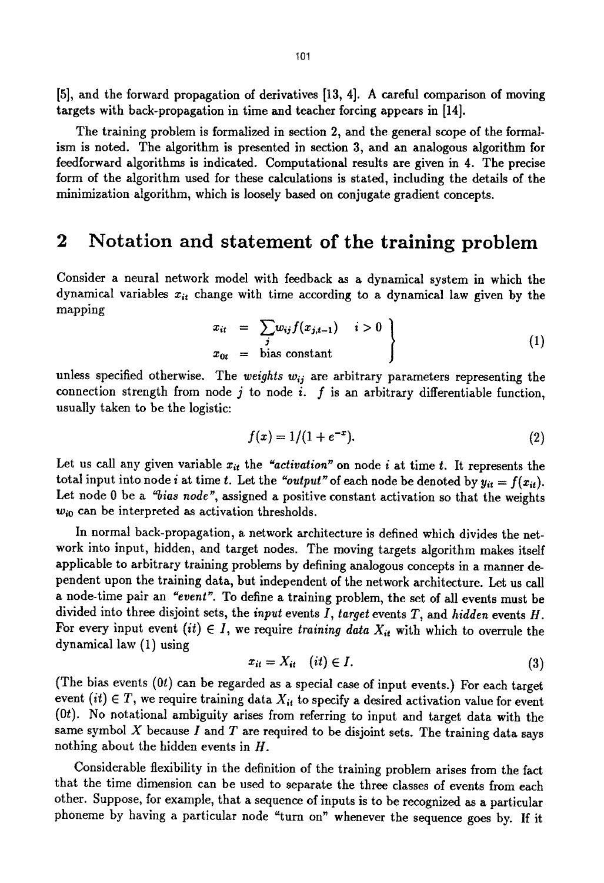[5], and the forward propagation of derivatives [13, 4]. A careful comparison of moving targets with back-propagation in time and teacher forcing appears in [14].

The training problem is formalized in section 2, and the general scope of the formalism is noted. The algorithm is presented in section 3, and an analogous algorithm for feedforward algorithms is indicated. Computational results are given in 4. The precise form of the algorithm used for these calculations is stated, including the details of the minimization algorithm, which is loosely based on conjugate gradient concepts.

# 2 Notation and statement of the training problem

Consider a neural network model with feedback as a dynamical system in which the dynamical variables $x_{it}$ change with time according to a dynamical law given by the mapping

$$\left.\begin{aligned} x_{it} &= \sum_j w_{ij} f(x_{j,t-1}) \quad i > 0 \\ x_{0t} &= \text{bias constant} \end{aligned}\right\} \tag{1}$$

unless specified otherwise. The *weights* $w_{ij}$ are arbitrary parameters representing the connection strength from node $j$ to node $i$. $f$ is an arbitrary differentiable function, usually taken to be the logistic:

$$f(x) = 1/(1 + e^{-x}). \tag{2}$$

Let us call any given variable $x_{it}$ the *"activation"* on node $i$ at time $t$. It represents the total input into node $i$ at time $t$. Let the *"output"* of each node be denoted by $y_{it} = f(x_{it})$. Let node 0 be a *"bias node"*, assigned a positive constant activation so that the weights $w_{i0}$ can be interpreted as activation thresholds.

In normal back-propagation, a network architecture is defined which divides the network into input, hidden, and target nodes. The moving targets algorithm makes itself applicable to arbitrary training problems by defining analogous concepts in a manner dependent upon the training data, but independent of the network architecture. Let us call a node-time pair an *"event"*. To define a training problem, the set of all events must be divided into three disjoint sets, the *input* events $I$, *target* events $T$, and *hidden* events $H$. For every input event $(it) \in I$, we require *training data* $X_{it}$ with which to overrule the dynamical law (1) using

$$x_{it} = X_{it} \quad (it) \in I. \tag{3}$$

(The bias events $(0t)$ can be regarded as a special case of input events.) For each target event $(it) \in T$, we require training data $X_{it}$ to specify a desired activation value for event $(0t)$. No notational ambiguity arises from referring to input and target data with the same symbol $X$ because $I$ and $T$ are required to be disjoint sets. The training data says nothing about the hidden events in $H$.

Considerable flexibility in the definition of the training problem arises from the fact that the time dimension can be used to separate the three classes of events from each other. Suppose, for example, that a sequence of inputs is to be recognized as a particular phoneme by having a particular node "turn on" whenever the sequence goes by. If it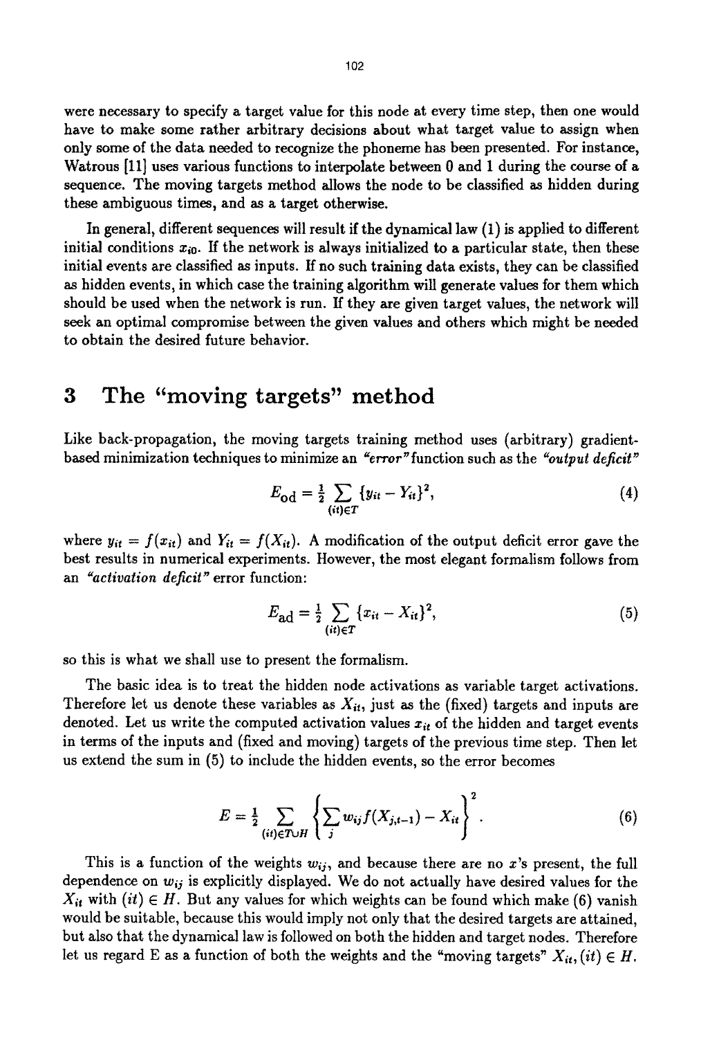were necessary to specify a target value for this node at every time step, then one would have to make some rather arbitrary decisions about what target value to assign when only some of the data needed to recognize the phoneme has been presented. For instance, Watrous [11] uses various functions to interpolate between 0 and 1 during the course of a sequence. The moving targets method allows the node to be classified as hidden during these ambiguous times, and as a target otherwise.

In general, different sequences will result if the dynamical law (1) is applied to different initial conditions $x_{i0}$. If the network is always initialized to a particular state, then these initial events are classified as inputs. If no such training data exists, they can be classified as hidden events, in which case the training algorithm will generate values for them which should be used when the network is run. If they are given target values, the network will seek an optimal compromise between the given values and others which might be needed to obtain the desired future behavior.

# 3 The "moving targets" method

Like back-propagation, the moving targets training method uses (arbitrary) gradient-based minimization techniques to minimize an *"error"* function such as the *"output deficit"*

$$E_{\text{od}} = \tfrac{1}{2} \sum_{(it)\in T} \{y_{it} - Y_{it}\}^2, \tag{4}$$

where $y_{it} = f(x_{it})$ and $Y_{it} = f(X_{it})$. A modification of the output deficit error gave the best results in numerical experiments. However, the most elegant formalism follows from an *"activation deficit"* error function:

$$E_{\text{ad}} = \tfrac{1}{2} \sum_{(it)\in T} \{x_{it} - X_{it}\}^2, \tag{5}$$

so this is what we shall use to present the formalism.

The basic idea is to treat the hidden node activations as variable target activations. Therefore let us denote these variables as $X_{it}$, just as the (fixed) targets and inputs are denoted. Let us write the computed activation values $x_{it}$ of the hidden and target events in terms of the inputs and (fixed and moving) targets of the previous time step. Then let us extend the sum in (5) to include the hidden events, so the error becomes

$$E = \tfrac{1}{2} \sum_{(it)\in T\cup H} \left\{ \sum_j w_{ij} f(X_{j,t-1}) - X_{it} \right\}^2. \tag{6}$$

This is a function of the weights $w_{ij}$, and because there are no $x$'s present, the full dependence on $w_{ij}$ is explicitly displayed. We do not actually have desired values for the $X_{it}$ with $(it) \in H$. But any values for which weights can be found which make (6) vanish would be suitable, because this would imply not only that the desired targets are attained, but also that the dynamical law is followed on both the hidden and target nodes. Therefore let us regard E as a function of both the weights and the "moving targets" $X_{it}, (it) \in H$.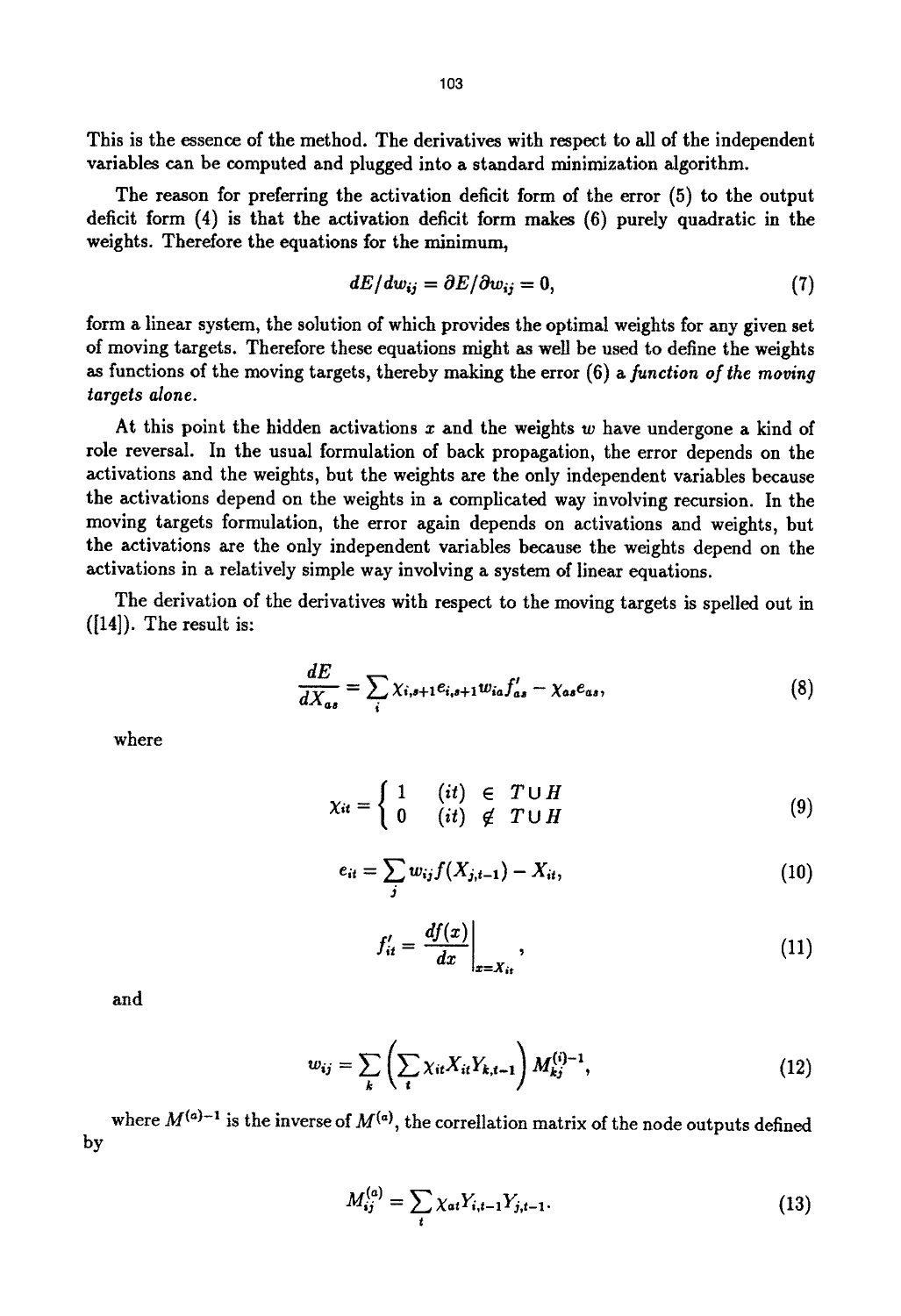This is the essence of the method. The derivatives with respect to all of the independent variables can be computed and plugged into a standard minimization algorithm.

The reason for preferring the activation deficit form of the error (5) to the output deficit form (4) is that the activation deficit form makes (6) purely quadratic in the weights. Therefore the equations for the minimum,

$$dE/dw_{ij} = \partial E/\partial w_{ij} = 0, \tag{7}$$

form a linear system, the solution of which provides the optimal weights for any given set of moving targets. Therefore these equations might as well be used to define the weights as functions of the moving targets, thereby making the error (6) a *function of the moving targets alone.*

At this point the hidden activations $x$ and the weights $w$ have undergone a kind of role reversal. In the usual formulation of back propagation, the error depends on the activations and the weights, but the weights are the only independent variables because the activations depend on the weights in a complicated way involving recursion. In the moving targets formulation, the error again depends on activations and weights, but the activations are the only independent variables because the weights depend on the activations in a relatively simple way involving a system of linear equations.

The derivation of the derivatives with respect to the moving targets is spelled out in ([14]). The result is:

$$\frac{dE}{dX_{as}} = \sum_i \chi_{i,s+1} e_{i,s+1} w_{ia} f'_{as} - \chi_{as} e_{as}, \tag{8}$$

where

$$\chi_{it} = \begin{cases} 1 & (it) \in T \cup H \\ 0 & (it) \notin T \cup H \end{cases} \tag{9}$$

$$e_{it} = \sum_j w_{ij} f(X_{j,t-1}) - X_{it}, \tag{10}$$

$$f'_{it} = \left.\frac{df(x)}{dx}\right|_{x=X_{it}}, \tag{11}$$

and

$$w_{ij} = \sum_k \left( \sum_t \chi_{it} X_{it} Y_{k,t-1} \right) M^{(i)-1}_{kj}, \tag{12}$$

where $M^{(a)-1}$ is the inverse of $M^{(a)}$, the correllation matrix of the node outputs defined by

$$M^{(a)}_{ij} = \sum_t \chi_{at} Y_{i,t-1} Y_{j,t-1}. \tag{13}$$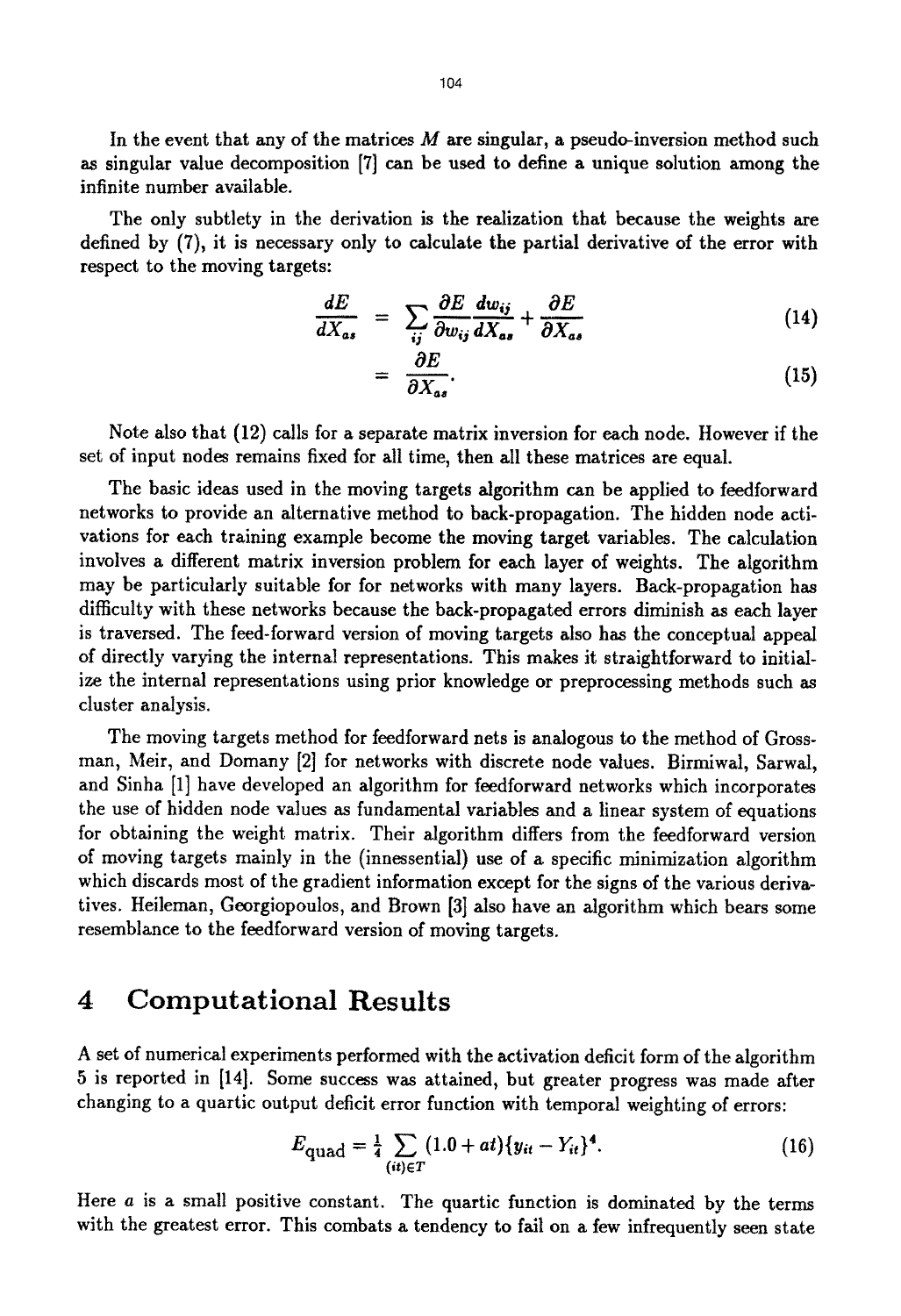In the event that any of the matrices $M$ are singular, a pseudo-inversion method such as singular value decomposition [7] can be used to define a unique solution among the infinite number available.

The only subtlety in the derivation is the realization that because the weights are defined by (7), it is necessary only to calculate the partial derivative of the error with respect to the moving targets:

$$\frac{dE}{dX_{as}} = \sum_{ij} \frac{\partial E}{\partial w_{ij}} \frac{dw_{ij}}{dX_{as}} + \frac{\partial E}{\partial X_{as}} \tag{14}$$

$$= \frac{\partial E}{\partial X_{as}}. \tag{15}$$

Note also that (12) calls for a separate matrix inversion for each node. However if the set of input nodes remains fixed for all time, then all these matrices are equal.

The basic ideas used in the moving targets algorithm can be applied to feedforward networks to provide an alternative method to back-propagation. The hidden node activations for each training example become the moving target variables. The calculation involves a different matrix inversion problem for each layer of weights. The algorithm may be particularly suitable for for networks with many layers. Back-propagation has difficulty with these networks because the back-propagated errors diminish as each layer is traversed. The feed-forward version of moving targets also has the conceptual appeal of directly varying the internal representations. This makes it straightforward to initialize the internal representations using prior knowledge or preprocessing methods such as cluster analysis.

The moving targets method for feedforward nets is analogous to the method of Grossman, Meir, and Domany [2] for networks with discrete node values. Birmiwal, Sarwal, and Sinha [1] have developed an algorithm for feedforward networks which incorporates the use of hidden node values as fundamental variables and a linear system of equations for obtaining the weight matrix. Their algorithm differs from the feedforward version of moving targets mainly in the (innessential) use of a specific minimization algorithm which discards most of the gradient information except for the signs of the various derivatives. Heileman, Georgiopoulos, and Brown [3] also have an algorithm which bears some resemblance to the feedforward version of moving targets.

## 4 Computational Results

A set of numerical experiments performed with the activation deficit form of the algorithm 5 is reported in [14]. Some success was attained, but greater progress was made after changing to a quartic output deficit error function with temporal weighting of errors:

$$E_{\text{quad}} = \tfrac{1}{4} \sum_{(it) \in T} (1.0 + at)\{y_{it} - Y_{it}\}^4. \tag{16}$$

Here $a$ is a small positive constant. The quartic function is dominated by the terms with the greatest error. This combats a tendency to fail on a few infrequently seen state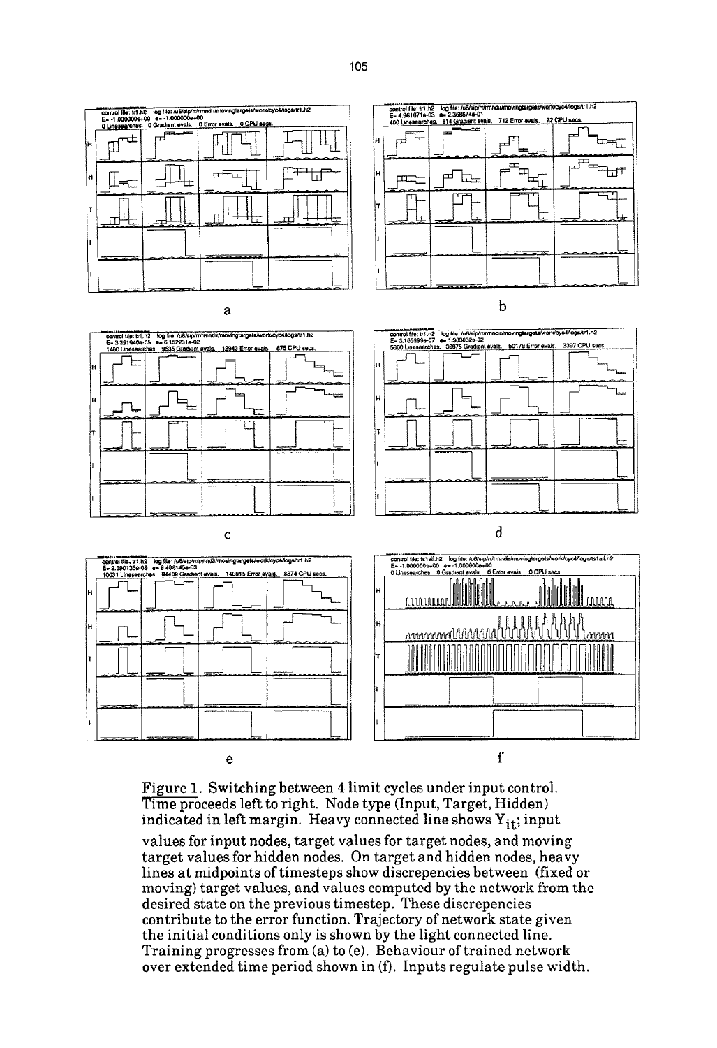Figure 1. Switching between 4 limit cycles under input control. Time proceeds left to right. Node type (Input, Target, Hidden) indicated in left margin. Heavy connected line shows $Y_{it}$; input values for input nodes, target values for target nodes, and moving target values for hidden nodes. On target and hidden nodes, heavy lines at midpoints of timesteps show discrepencies between (fixed or moving) target values, and values computed by the network from the desired state on the previous timestep. These discrepencies contribute to the error function. Trajectory of network state given the initial conditions only is shown by the light connected line. Training progresses from (a) to (e). Behaviour of trained network over extended time period shown in (f). Inputs regulate pulse width.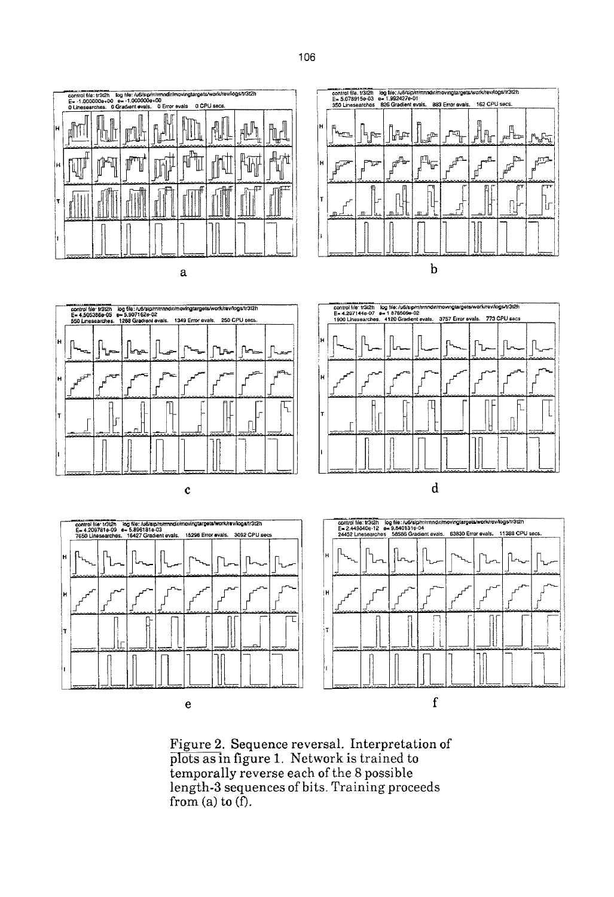Figure 2. Sequence reversal. Interpretation of plots as in figure 1. Network is trained to temporally reverse each of the 8 possible length-3 sequences of bits. Training proceeds from (a) to (f).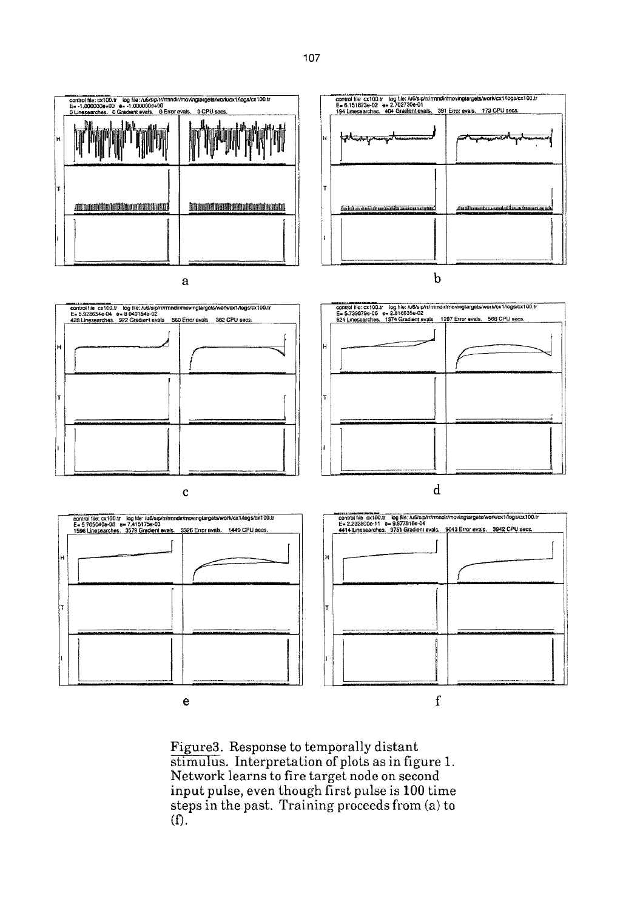Figure3. Response to temporally distant stimulus. Interpretation of plots as in figure 1. Network learns to fire target node on second input pulse, even though first pulse is 100 time steps in the past. Training proceeds from (a) to (f).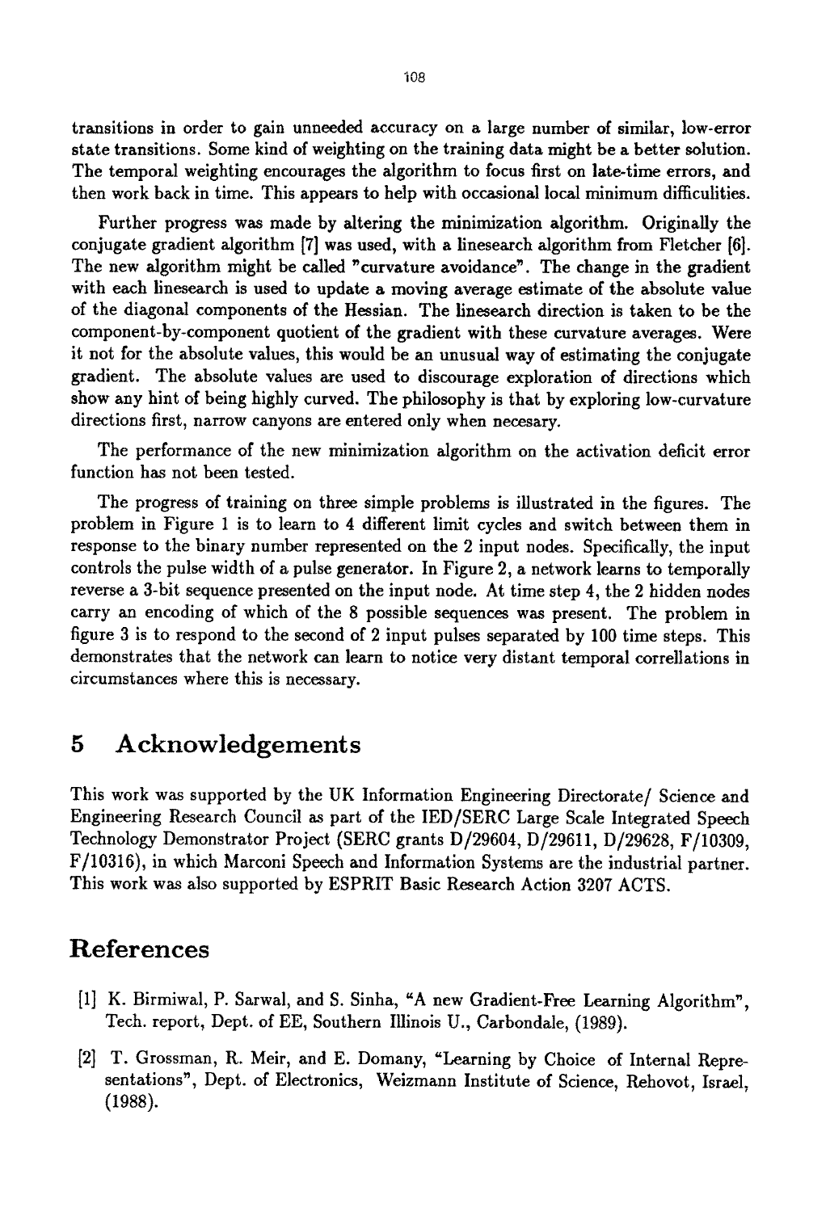transitions in order to gain unneeded accuracy on a large number of similar, low-error state transitions. Some kind of weighting on the training data might be a better solution. The temporal weighting encourages the algorithm to focus first on late-time errors, and then work back in time. This appears to help with occasional local minimum difficulities.

Further progress was made by altering the minimization algorithm. Originally the conjugate gradient algorithm [7] was used, with a linesearch algorithm from Fletcher [6]. The new algorithm might be called "curvature avoidance". The change in the gradient with each linesearch is used to update a moving average estimate of the absolute value of the diagonal components of the Hessian. The linesearch direction is taken to be the component-by-component quotient of the gradient with these curvature averages. Were it not for the absolute values, this would be an unusual way of estimating the conjugate gradient. The absolute values are used to discourage exploration of directions which show any hint of being highly curved. The philosophy is that by exploring low-curvature directions first, narrow canyons are entered only when necesary.

The performance of the new minimization algorithm on the activation deficit error function has not been tested.

The progress of training on three simple problems is illustrated in the figures. The problem in Figure 1 is to learn to 4 different limit cycles and switch between them in response to the binary number represented on the 2 input nodes. Specifically, the input controls the pulse width of a pulse generator. In Figure 2, a network learns to temporally reverse a 3-bit sequence presented on the input node. At time step 4, the 2 hidden nodes carry an encoding of which of the 8 possible sequences was present. The problem in figure 3 is to respond to the second of 2 input pulses separated by 100 time steps. This demonstrates that the network can learn to notice very distant temporal correllations in circumstances where this is necessary.

# 5 Acknowledgements

This work was supported by the UK Information Engineering Directorate/ Science and Engineering Research Council as part of the IED/SERC Large Scale Integrated Speech Technology Demonstrator Project (SERC grants D/29604, D/29611, D/29628, F/10309, F/10316), in which Marconi Speech and Information Systems are the industrial partner. This work was also supported by ESPRIT Basic Research Action 3207 ACTS.

# References

[1] K. Birmiwal, P. Sarwal, and S. Sinha, "A new Gradient-Free Learning Algorithm", Tech. report, Dept. of EE, Southern Illinois U., Carbondale, (1989).

[2] T. Grossman, R. Meir, and E. Domany, "Learning by Choice of Internal Representations", Dept. of Electronics, Weizmann Institute of Science, Rehovot, Israel, (1988).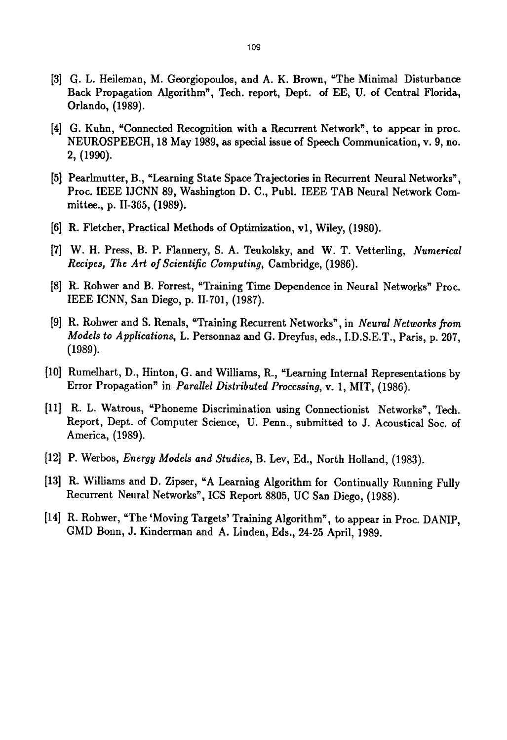[3] G. L. Heileman, M. Georgiopoulos, and A. K. Brown, "The Minimal Disturbance Back Propagation Algorithm", Tech. report, Dept. of EE, U. of Central Florida, Orlando, (1989).

[4] G. Kuhn, "Connected Recognition with a Recurrent Network", to appear in proc. NEUROSPEECH, 18 May 1989, as special issue of Speech Communication, v. 9, no. 2, (1990).

[5] Pearlmutter, B., "Learning State Space Trajectories in Recurrent Neural Networks", Proc. IEEE IJCNN 89, Washington D. C., Publ. IEEE TAB Neural Network Committee., p. II-365, (1989).

[6] R. Fletcher, Practical Methods of Optimization, v1, Wiley, (1980).

[7] W. H. Press, B. P. Flannery, S. A. Teukolsky, and W. T. Vetterling, *Numerical Recipes, The Art of Scientific Computing*, Cambridge, (1986).

[8] R. Rohwer and B. Forrest, "Training Time Dependence in Neural Networks" Proc. IEEE ICNN, San Diego, p. II-701, (1987).

[9] R. Rohwer and S. Renals, "Training Recurrent Networks", in *Neural Networks from Models to Applications*, L. Personnaz and G. Dreyfus, eds., I.D.S.E.T., Paris, p. 207, (1989).

[10] Rumelhart, D., Hinton, G. and Williams, R., "Learning Internal Representations by Error Propagation" in *Parallel Distributed Processing*, v. 1, MIT, (1986).

[11] R. L. Watrous, "Phoneme Discrimination using Connectionist Networks", Tech. Report, Dept. of Computer Science, U. Penn., submitted to J. Acoustical Soc. of America, (1989).

[12] P. Werbos, *Energy Models and Studies*, B. Lev, Ed., North Holland, (1983).

[13] R. Williams and D. Zipser, "A Learning Algorithm for Continually Running Fully Recurrent Neural Networks", ICS Report 8805, UC San Diego, (1988).

[14] R. Rohwer, "The 'Moving Targets' Training Algorithm", to appear in Proc. DANIP, GMD Bonn, J. Kinderman and A. Linden, Eds., 24-25 April, 1989.